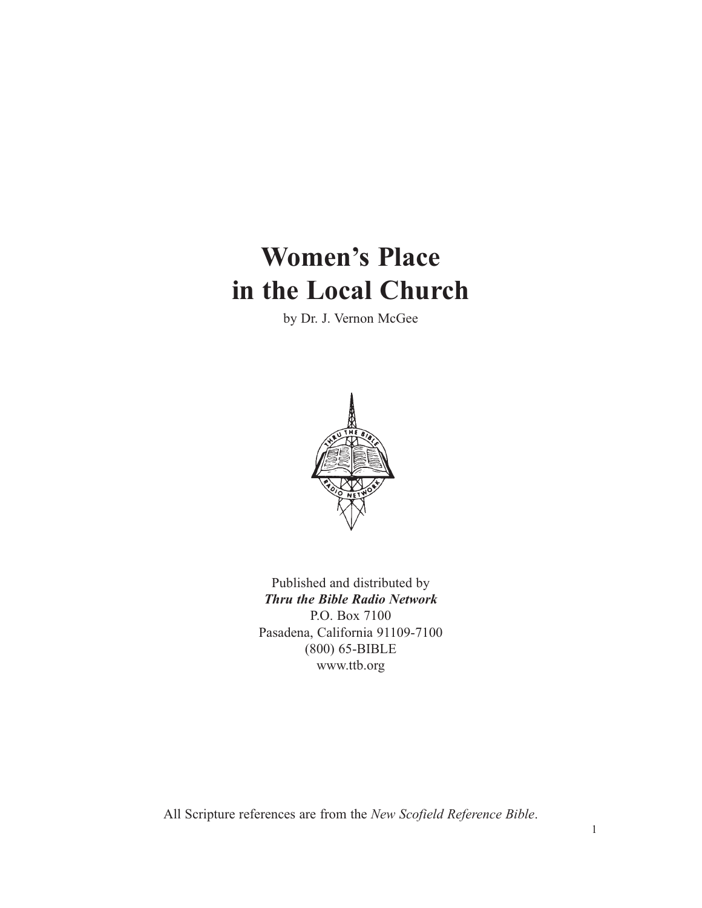# Women's Place in the Local Church

by Dr. J. Vernon McGee

Published and distributed by
***Thru the Bible Radio Network***
P.O. Box 7100
Pasadena, California 91109-7100
(800) 65-BIBLE
www.ttb.org

All Scripture references are from the *New Scofield Reference Bible*.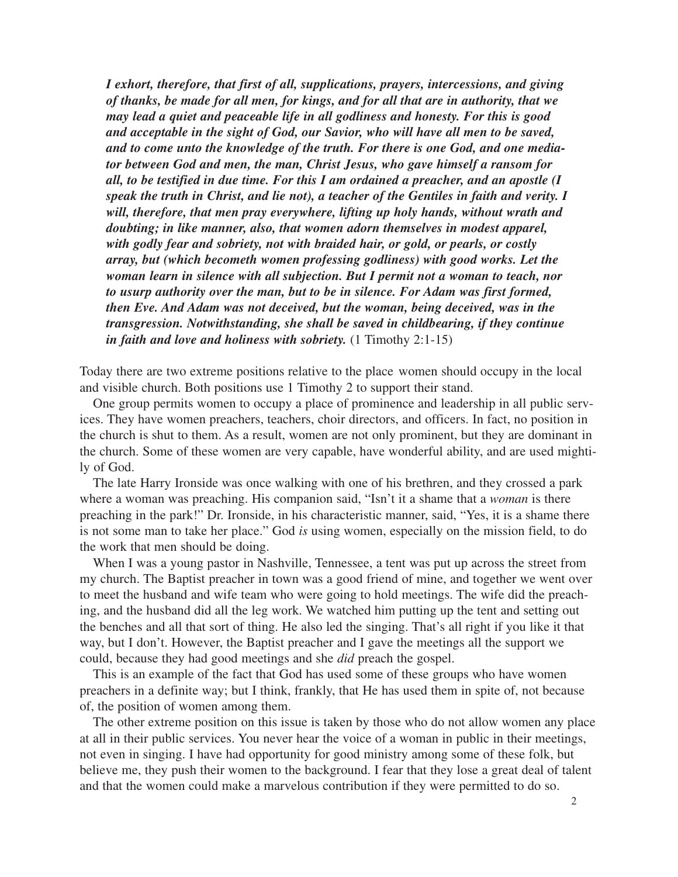***I exhort, therefore, that first of all, supplications, prayers, intercessions, and giving of thanks, be made for all men, for kings, and for all that are in authority, that we may lead a quiet and peaceable life in all godliness and honesty. For this is good and acceptable in the sight of God, our Savior, who will have all men to be saved, and to come unto the knowledge of the truth. For there is one God, and one mediator between God and men, the man, Christ Jesus, who gave himself a ransom for all, to be testified in due time. For this I am ordained a preacher, and an apostle (I speak the truth in Christ, and lie not), a teacher of the Gentiles in faith and verity. I will, therefore, that men pray everywhere, lifting up holy hands, without wrath and doubting; in like manner, also, that women adorn themselves in modest apparel, with godly fear and sobriety, not with braided hair, or gold, or pearls, or costly array, but (which becometh women professing godliness) with good works. Let the woman learn in silence with all subjection. But I permit not a woman to teach, nor to usurp authority over the man, but to be in silence. For Adam was first formed, then Eve. And Adam was not deceived, but the woman, being deceived, was in the transgression. Notwithstanding, she shall be saved in childbearing, if they continue in faith and love and holiness with sobriety.*** (1 Timothy 2:1-15)

Today there are two extreme positions relative to the place women should occupy in the local and visible church. Both positions use 1 Timothy 2 to support their stand.

One group permits women to occupy a place of prominence and leadership in all public services. They have women preachers, teachers, choir directors, and officers. In fact, no position in the church is shut to them. As a result, women are not only prominent, but they are dominant in the church. Some of these women are very capable, have wonderful ability, and are used mightily of God.

The late Harry Ironside was once walking with one of his brethren, and they crossed a park where a woman was preaching. His companion said, "Isn't it a shame that a *woman* is there preaching in the park!" Dr. Ironside, in his characteristic manner, said, "Yes, it is a shame there is not some man to take her place." God *is* using women, especially on the mission field, to do the work that men should be doing.

When I was a young pastor in Nashville, Tennessee, a tent was put up across the street from my church. The Baptist preacher in town was a good friend of mine, and together we went over to meet the husband and wife team who were going to hold meetings. The wife did the preaching, and the husband did all the leg work. We watched him putting up the tent and setting out the benches and all that sort of thing. He also led the singing. That's all right if you like it that way, but I don't. However, the Baptist preacher and I gave the meetings all the support we could, because they had good meetings and she *did* preach the gospel.

This is an example of the fact that God has used some of these groups who have women preachers in a definite way; but I think, frankly, that He has used them in spite of, not because of, the position of women among them.

The other extreme position on this issue is taken by those who do not allow women any place at all in their public services. You never hear the voice of a woman in public in their meetings, not even in singing. I have had opportunity for good ministry among some of these folk, but believe me, they push their women to the background. I fear that they lose a great deal of talent and that the women could make a marvelous contribution if they were permitted to do so.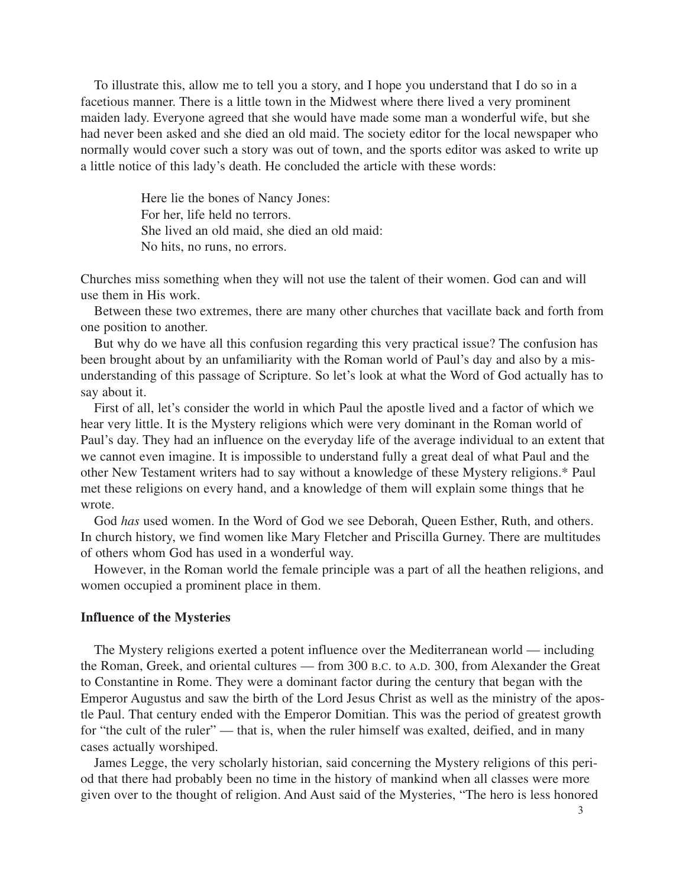To illustrate this, allow me to tell you a story, and I hope you understand that I do so in a facetious manner. There is a little town in the Midwest where there lived a very prominent maiden lady. Everyone agreed that she would have made some man a wonderful wife, but she had never been asked and she died an old maid. The society editor for the local newspaper who normally would cover such a story was out of town, and the sports editor was asked to write up a little notice of this lady's death. He concluded the article with these words:

> Here lie the bones of Nancy Jones:
> For her, life held no terrors.
> She lived an old maid, she died an old maid:
> No hits, no runs, no errors.

Churches miss something when they will not use the talent of their women. God can and will use them in His work.

Between these two extremes, there are many other churches that vacillate back and forth from one position to another.

But why do we have all this confusion regarding this very practical issue? The confusion has been brought about by an unfamiliarity with the Roman world of Paul's day and also by a misunderstanding of this passage of Scripture. So let's look at what the Word of God actually has to say about it.

First of all, let's consider the world in which Paul the apostle lived and a factor of which we hear very little. It is the Mystery religions which were very dominant in the Roman world of Paul's day. They had an influence on the everyday life of the average individual to an extent that we cannot even imagine. It is impossible to understand fully a great deal of what Paul and the other New Testament writers had to say without a knowledge of these Mystery religions.* Paul met these religions on every hand, and a knowledge of them will explain some things that he wrote.

God *has* used women. In the Word of God we see Deborah, Queen Esther, Ruth, and others. In church history, we find women like Mary Fletcher and Priscilla Gurney. There are multitudes of others whom God has used in a wonderful way.

However, in the Roman world the female principle was a part of all the heathen religions, and women occupied a prominent place in them.

### Influence of the Mysteries

The Mystery religions exerted a potent influence over the Mediterranean world — including the Roman, Greek, and oriental cultures — from 300 B.C. to A.D. 300, from Alexander the Great to Constantine in Rome. They were a dominant factor during the century that began with the Emperor Augustus and saw the birth of the Lord Jesus Christ as well as the ministry of the apostle Paul. That century ended with the Emperor Domitian. This was the period of greatest growth for "the cult of the ruler" — that is, when the ruler himself was exalted, deified, and in many cases actually worshiped.

James Legge, the very scholarly historian, said concerning the Mystery religions of this period that there had probably been no time in the history of mankind when all classes were more given over to the thought of religion. And Aust said of the Mysteries, "The hero is less honored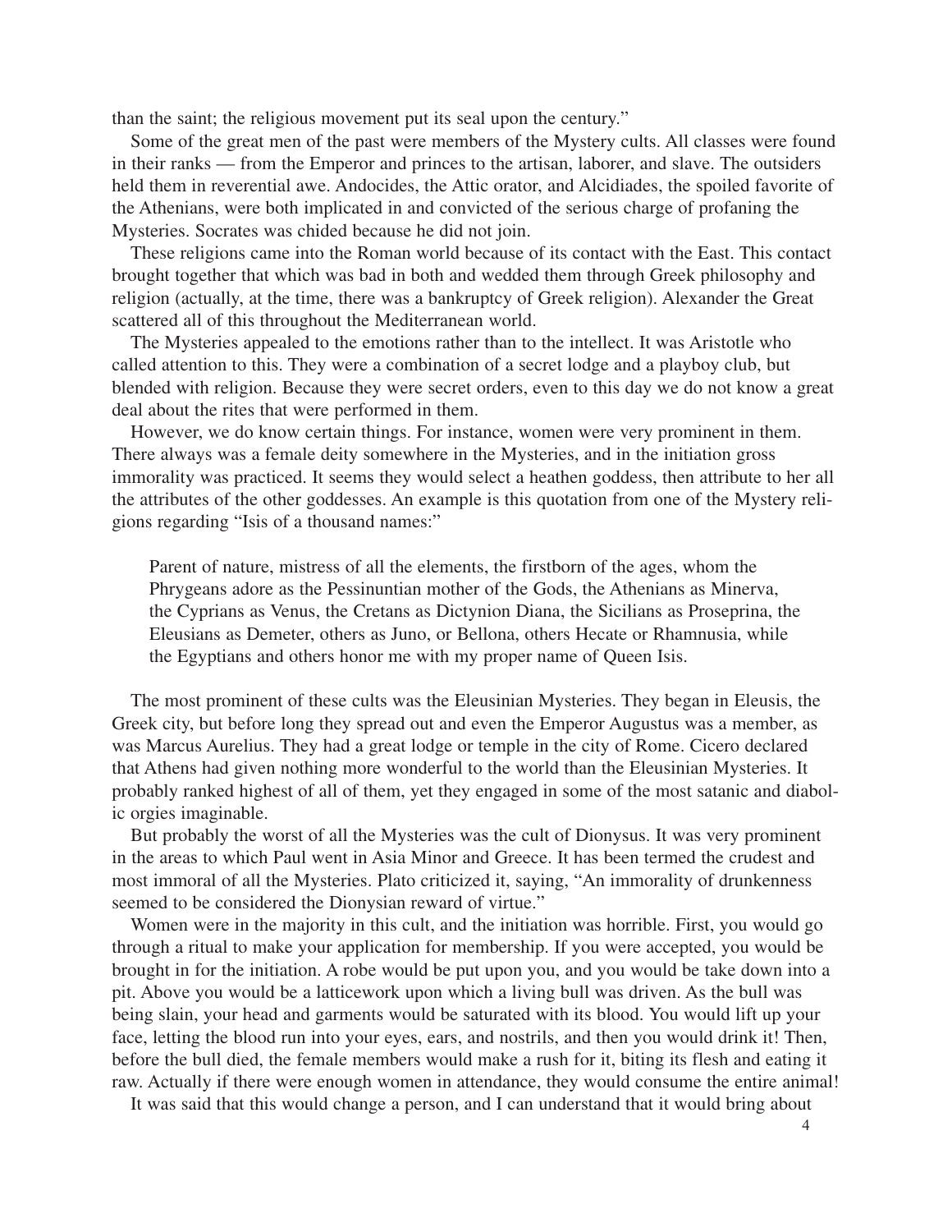than the saint; the religious movement put its seal upon the century."

Some of the great men of the past were members of the Mystery cults. All classes were found in their ranks — from the Emperor and princes to the artisan, laborer, and slave. The outsiders held them in reverential awe. Andocides, the Attic orator, and Alcidiades, the spoiled favorite of the Athenians, were both implicated in and convicted of the serious charge of profaning the Mysteries. Socrates was chided because he did not join.

These religions came into the Roman world because of its contact with the East. This contact brought together that which was bad in both and wedded them through Greek philosophy and religion (actually, at the time, there was a bankruptcy of Greek religion). Alexander the Great scattered all of this throughout the Mediterranean world.

The Mysteries appealed to the emotions rather than to the intellect. It was Aristotle who called attention to this. They were a combination of a secret lodge and a playboy club, but blended with religion. Because they were secret orders, even to this day we do not know a great deal about the rites that were performed in them.

However, we do know certain things. For instance, women were very prominent in them. There always was a female deity somewhere in the Mysteries, and in the initiation gross immorality was practiced. It seems they would select a heathen goddess, then attribute to her all the attributes of the other goddesses. An example is this quotation from one of the Mystery religions regarding "Isis of a thousand names:"

> Parent of nature, mistress of all the elements, the firstborn of the ages, whom the Phrygeans adore as the Pessinuntian mother of the Gods, the Athenians as Minerva, the Cyprians as Venus, the Cretans as Dictynion Diana, the Sicilians as Proseprina, the Eleusians as Demeter, others as Juno, or Bellona, others Hecate or Rhamnusia, while the Egyptians and others honor me with my proper name of Queen Isis.

The most prominent of these cults was the Eleusinian Mysteries. They began in Eleusis, the Greek city, but before long they spread out and even the Emperor Augustus was a member, as was Marcus Aurelius. They had a great lodge or temple in the city of Rome. Cicero declared that Athens had given nothing more wonderful to the world than the Eleusinian Mysteries. It probably ranked highest of all of them, yet they engaged in some of the most satanic and diabolic orgies imaginable.

But probably the worst of all the Mysteries was the cult of Dionysus. It was very prominent in the areas to which Paul went in Asia Minor and Greece. It has been termed the crudest and most immoral of all the Mysteries. Plato criticized it, saying, "An immorality of drunkenness seemed to be considered the Dionysian reward of virtue."

Women were in the majority in this cult, and the initiation was horrible. First, you would go through a ritual to make your application for membership. If you were accepted, you would be brought in for the initiation. A robe would be put upon you, and you would be take down into a pit. Above you would be a latticework upon which a living bull was driven. As the bull was being slain, your head and garments would be saturated with its blood. You would lift up your face, letting the blood run into your eyes, ears, and nostrils, and then you would drink it! Then, before the bull died, the female members would make a rush for it, biting its flesh and eating it raw. Actually if there were enough women in attendance, they would consume the entire animal!

It was said that this would change a person, and I can understand that it would bring about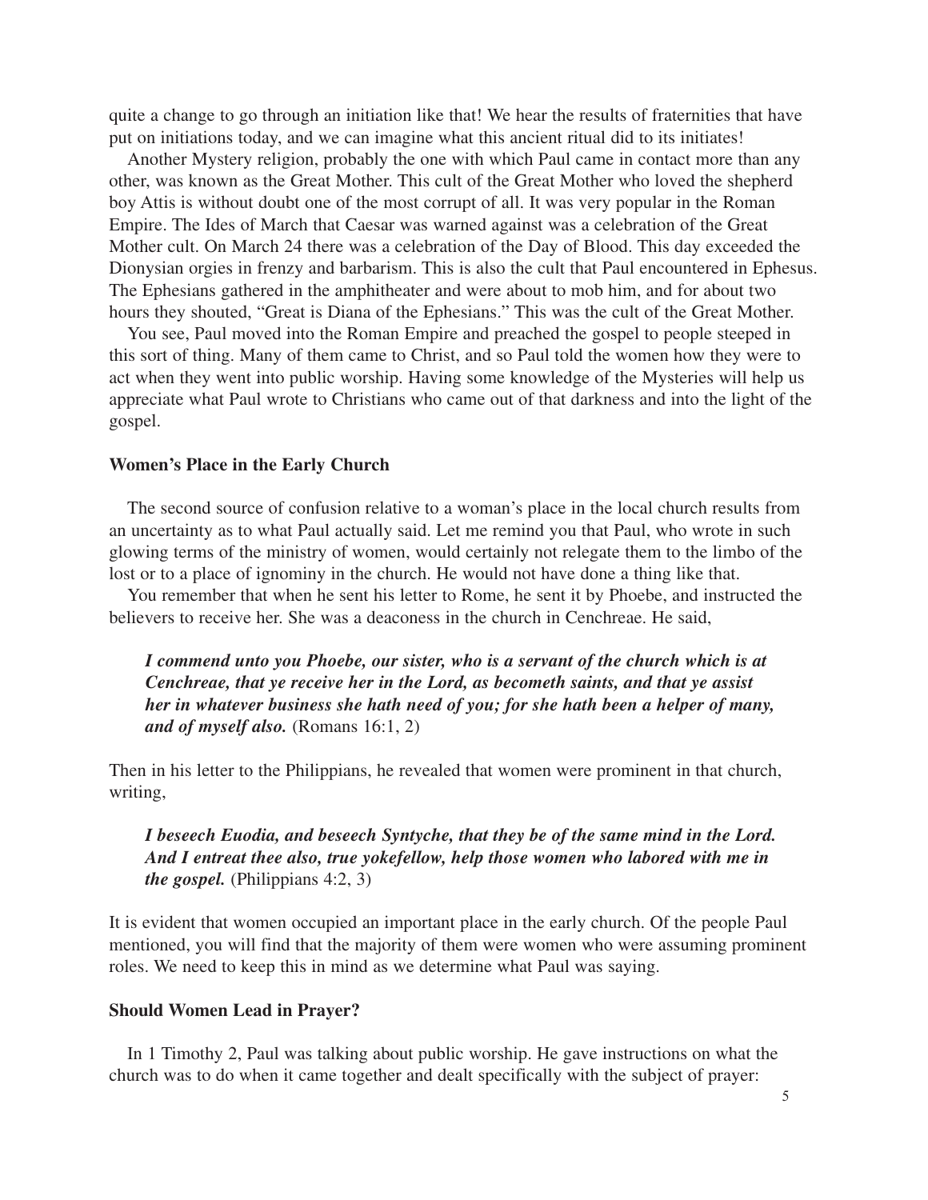quite a change to go through an initiation like that! We hear the results of fraternities that have put on initiations today, and we can imagine what this ancient ritual did to its initiates!

Another Mystery religion, probably the one with which Paul came in contact more than any other, was known as the Great Mother. This cult of the Great Mother who loved the shepherd boy Attis is without doubt one of the most corrupt of all. It was very popular in the Roman Empire. The Ides of March that Caesar was warned against was a celebration of the Great Mother cult. On March 24 there was a celebration of the Day of Blood. This day exceeded the Dionysian orgies in frenzy and barbarism. This is also the cult that Paul encountered in Ephesus. The Ephesians gathered in the amphitheater and were about to mob him, and for about two hours they shouted, "Great is Diana of the Ephesians." This was the cult of the Great Mother.

You see, Paul moved into the Roman Empire and preached the gospel to people steeped in this sort of thing. Many of them came to Christ, and so Paul told the women how they were to act when they went into public worship. Having some knowledge of the Mysteries will help us appreciate what Paul wrote to Christians who came out of that darkness and into the light of the gospel.

### Women's Place in the Early Church

The second source of confusion relative to a woman's place in the local church results from an uncertainty as to what Paul actually said. Let me remind you that Paul, who wrote in such glowing terms of the ministry of women, would certainly not relegate them to the limbo of the lost or to a place of ignominy in the church. He would not have done a thing like that.

You remember that when he sent his letter to Rome, he sent it by Phoebe, and instructed the believers to receive her. She was a deaconess in the church in Cenchreae. He said,

> ***I commend unto you Phoebe, our sister, who is a servant of the church which is at Cenchreae, that ye receive her in the Lord, as becometh saints, and that ye assist her in whatever business she hath need of you; for she hath been a helper of many, and of myself also.*** (Romans 16:1, 2)

Then in his letter to the Philippians, he revealed that women were prominent in that church, writing,

> ***I beseech Euodia, and beseech Syntyche, that they be of the same mind in the Lord. And I entreat thee also, true yokefellow, help those women who labored with me in the gospel.*** (Philippians 4:2, 3)

It is evident that women occupied an important place in the early church. Of the people Paul mentioned, you will find that the majority of them were women who were assuming prominent roles. We need to keep this in mind as we determine what Paul was saying.

### Should Women Lead in Prayer?

In 1 Timothy 2, Paul was talking about public worship. He gave instructions on what the church was to do when it came together and dealt specifically with the subject of prayer: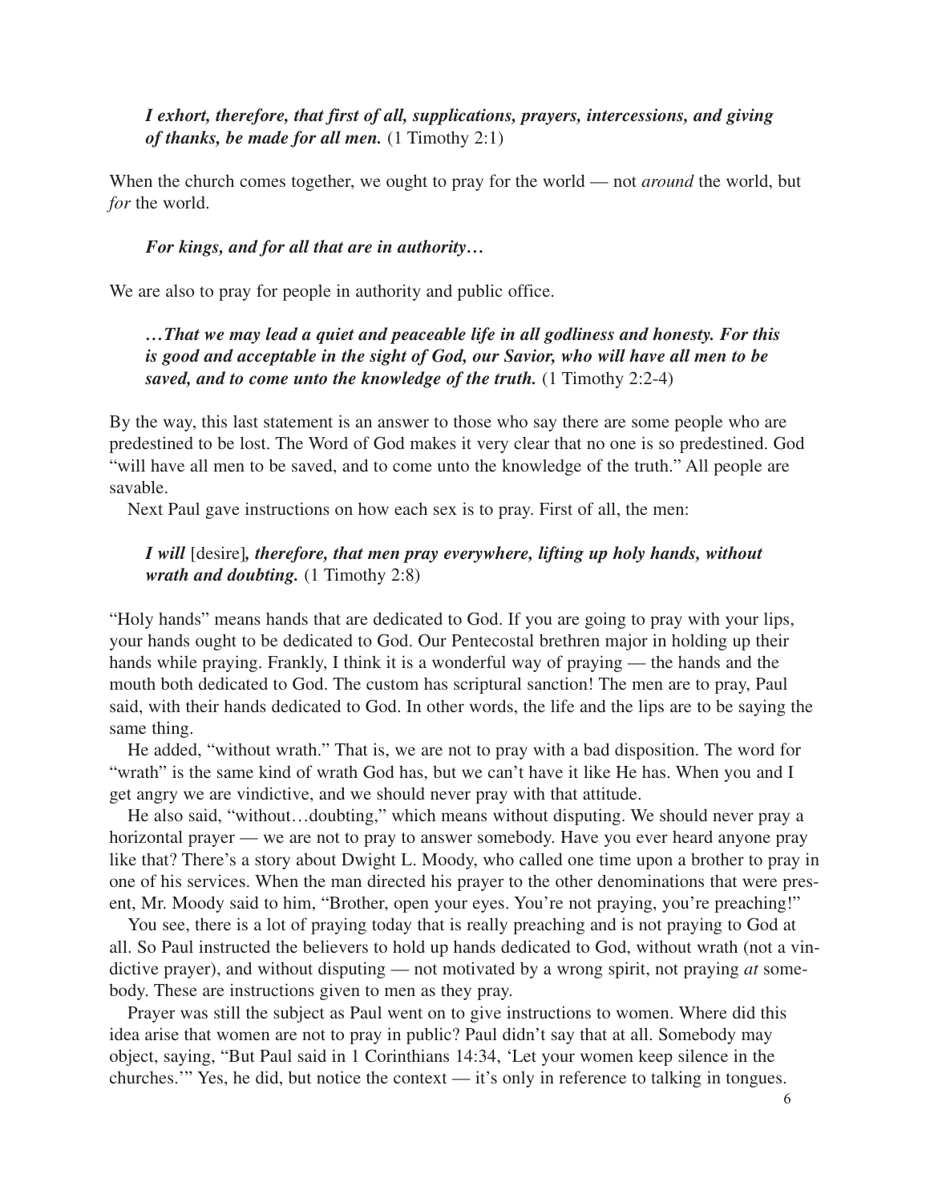> ***I exhort, therefore, that first of all, supplications, prayers, intercessions, and giving of thanks, be made for all men.*** (1 Timothy 2:1)

When the church comes together, we ought to pray for the world — not *around* the world, but *for* the world.

> ***For kings, and for all that are in authority…***

We are also to pray for people in authority and public office.

> ***…That we may lead a quiet and peaceable life in all godliness and honesty. For this is good and acceptable in the sight of God, our Savior, who will have all men to be saved, and to come unto the knowledge of the truth.*** (1 Timothy 2:2-4)

By the way, this last statement is an answer to those who say there are some people who are predestined to be lost. The Word of God makes it very clear that no one is so predestined. God "will have all men to be saved, and to come unto the knowledge of the truth." All people are savable.

Next Paul gave instructions on how each sex is to pray. First of all, the men:

> ***I will*** [desire]***, therefore, that men pray everywhere, lifting up holy hands, without wrath and doubting.*** (1 Timothy 2:8)

"Holy hands" means hands that are dedicated to God. If you are going to pray with your lips, your hands ought to be dedicated to God. Our Pentecostal brethren major in holding up their hands while praying. Frankly, I think it is a wonderful way of praying — the hands and the mouth both dedicated to God. The custom has scriptural sanction! The men are to pray, Paul said, with their hands dedicated to God. In other words, the life and the lips are to be saying the same thing.

He added, "without wrath." That is, we are not to pray with a bad disposition. The word for "wrath" is the same kind of wrath God has, but we can't have it like He has. When you and I get angry we are vindictive, and we should never pray with that attitude.

He also said, "without…doubting," which means without disputing. We should never pray a horizontal prayer — we are not to pray to answer somebody. Have you ever heard anyone pray like that? There's a story about Dwight L. Moody, who called one time upon a brother to pray in one of his services. When the man directed his prayer to the other denominations that were present, Mr. Moody said to him, "Brother, open your eyes. You're not praying, you're preaching!"

You see, there is a lot of praying today that is really preaching and is not praying to God at all. So Paul instructed the believers to hold up hands dedicated to God, without wrath (not a vindictive prayer), and without disputing — not motivated by a wrong spirit, not praying *at* somebody. These are instructions given to men as they pray.

Prayer was still the subject as Paul went on to give instructions to women. Where did this idea arise that women are not to pray in public? Paul didn't say that at all. Somebody may object, saying, "But Paul said in 1 Corinthians 14:34, 'Let your women keep silence in the churches.'" Yes, he did, but notice the context — it's only in reference to talking in tongues.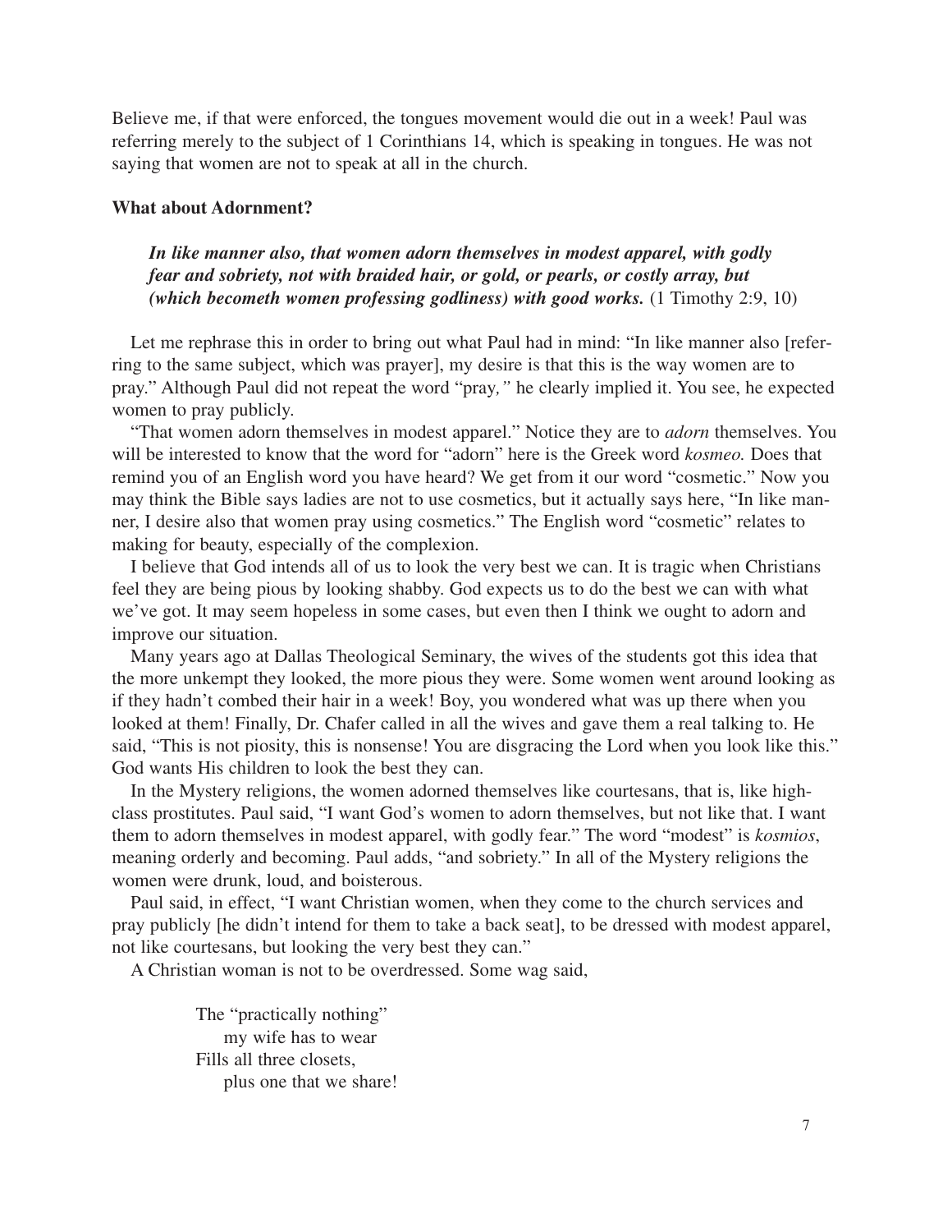Believe me, if that were enforced, the tongues movement would die out in a week! Paul was referring merely to the subject of 1 Corinthians 14, which is speaking in tongues. He was not saying that women are not to speak at all in the church.

### What about Adornment?

> ***In like manner also, that women adorn themselves in modest apparel, with godly fear and sobriety, not with braided hair, or gold, or pearls, or costly array, but (which becometh women professing godliness) with good works.*** (1 Timothy 2:9, 10)

Let me rephrase this in order to bring out what Paul had in mind: "In like manner also [referring to the same subject, which was prayer], my desire is that this is the way women are to pray." Although Paul did not repeat the word "pray," he clearly implied it. You see, he expected women to pray publicly.

"That women adorn themselves in modest apparel." Notice they are to *adorn* themselves. You will be interested to know that the word for "adorn" here is the Greek word *kosmeo.* Does that remind you of an English word you have heard? We get from it our word "cosmetic." Now you may think the Bible says ladies are not to use cosmetics, but it actually says here, "In like manner, I desire also that women pray using cosmetics." The English word "cosmetic" relates to making for beauty, especially of the complexion.

I believe that God intends all of us to look the very best we can. It is tragic when Christians feel they are being pious by looking shabby. God expects us to do the best we can with what we've got. It may seem hopeless in some cases, but even then I think we ought to adorn and improve our situation.

Many years ago at Dallas Theological Seminary, the wives of the students got this idea that the more unkempt they looked, the more pious they were. Some women went around looking as if they hadn't combed their hair in a week! Boy, you wondered what was up there when you looked at them! Finally, Dr. Chafer called in all the wives and gave them a real talking to. He said, "This is not piosity, this is nonsense! You are disgracing the Lord when you look like this." God wants His children to look the best they can.

In the Mystery religions, the women adorned themselves like courtesans, that is, like high-class prostitutes. Paul said, "I want God's women to adorn themselves, but not like that. I want them to adorn themselves in modest apparel, with godly fear." The word "modest" is *kosmios*, meaning orderly and becoming. Paul adds, "and sobriety." In all of the Mystery religions the women were drunk, loud, and boisterous.

Paul said, in effect, "I want Christian women, when they come to the church services and pray publicly [he didn't intend for them to take a back seat], to be dressed with modest apparel, not like courtesans, but looking the very best they can."

A Christian woman is not to be overdressed. Some wag said,

> The "practically nothing"
> my wife has to wear
> Fills all three closets,
> plus one that we share!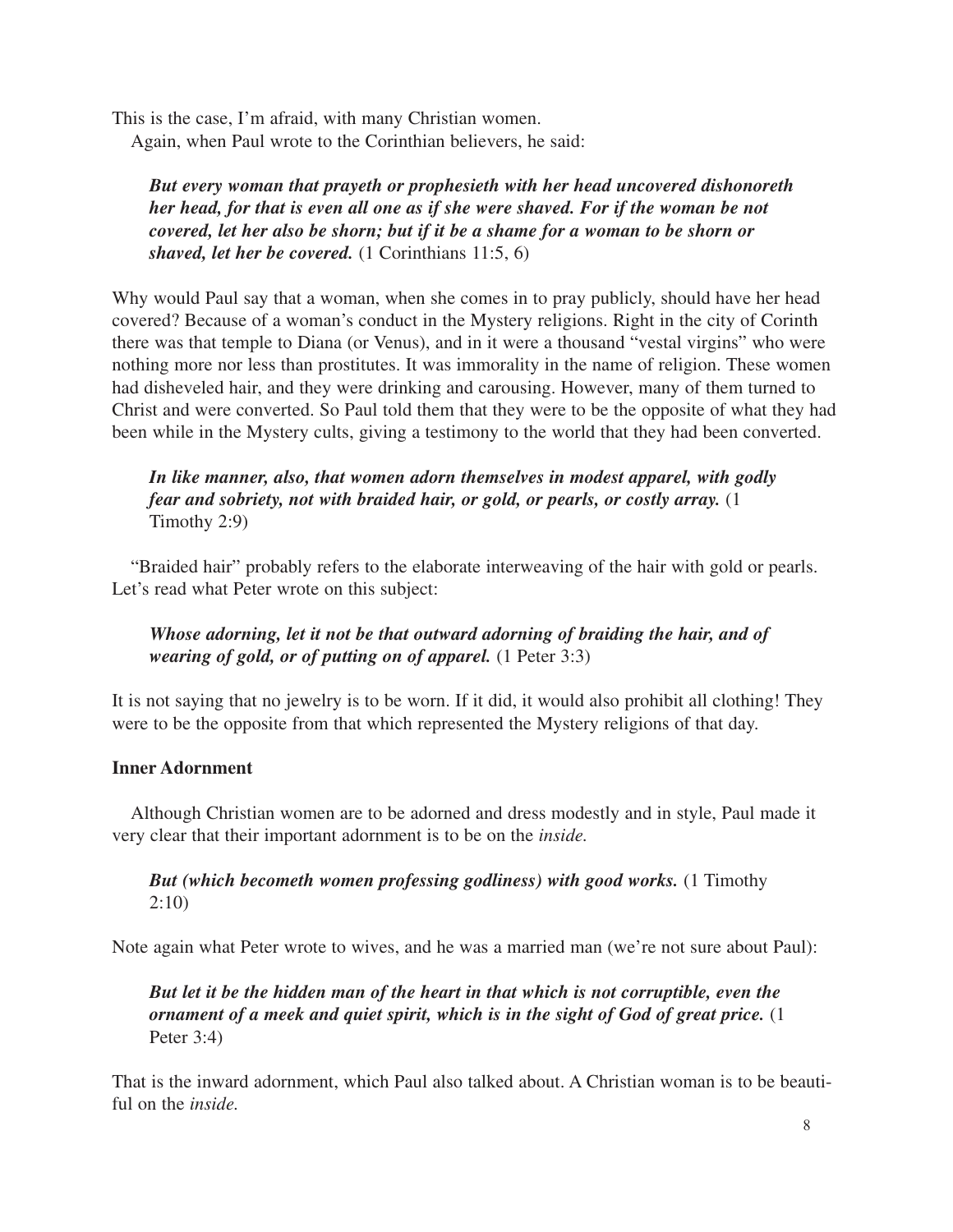This is the case, I'm afraid, with many Christian women.

Again, when Paul wrote to the Corinthian believers, he said:

> ***But every woman that prayeth or prophesieth with her head uncovered dishonoreth her head, for that is even all one as if she were shaved. For if the woman be not covered, let her also be shorn; but if it be a shame for a woman to be shorn or shaved, let her be covered.*** (1 Corinthians 11:5, 6)

Why would Paul say that a woman, when she comes in to pray publicly, should have her head covered? Because of a woman's conduct in the Mystery religions. Right in the city of Corinth there was that temple to Diana (or Venus), and in it were a thousand "vestal virgins" who were nothing more nor less than prostitutes. It was immorality in the name of religion. These women had disheveled hair, and they were drinking and carousing. However, many of them turned to Christ and were converted. So Paul told them that they were to be the opposite of what they had been while in the Mystery cults, giving a testimony to the world that they had been converted.

> ***In like manner, also, that women adorn themselves in modest apparel, with godly fear and sobriety, not with braided hair, or gold, or pearls, or costly array.*** (1 Timothy 2:9)

"Braided hair" probably refers to the elaborate interweaving of the hair with gold or pearls. Let's read what Peter wrote on this subject:

> ***Whose adorning, let it not be that outward adorning of braiding the hair, and of wearing of gold, or of putting on of apparel.*** (1 Peter 3:3)

It is not saying that no jewelry is to be worn. If it did, it would also prohibit all clothing! They were to be the opposite from that which represented the Mystery religions of that day.

**Inner Adornment**

Although Christian women are to be adorned and dress modestly and in style, Paul made it very clear that their important adornment is to be on the *inside.*

> ***But (which becometh women professing godliness) with good works.*** (1 Timothy 2:10)

Note again what Peter wrote to wives, and he was a married man (we're not sure about Paul):

> ***But let it be the hidden man of the heart in that which is not corruptible, even the ornament of a meek and quiet spirit, which is in the sight of God of great price.*** (1 Peter 3:4)

That is the inward adornment, which Paul also talked about. A Christian woman is to be beautiful on the *inside.*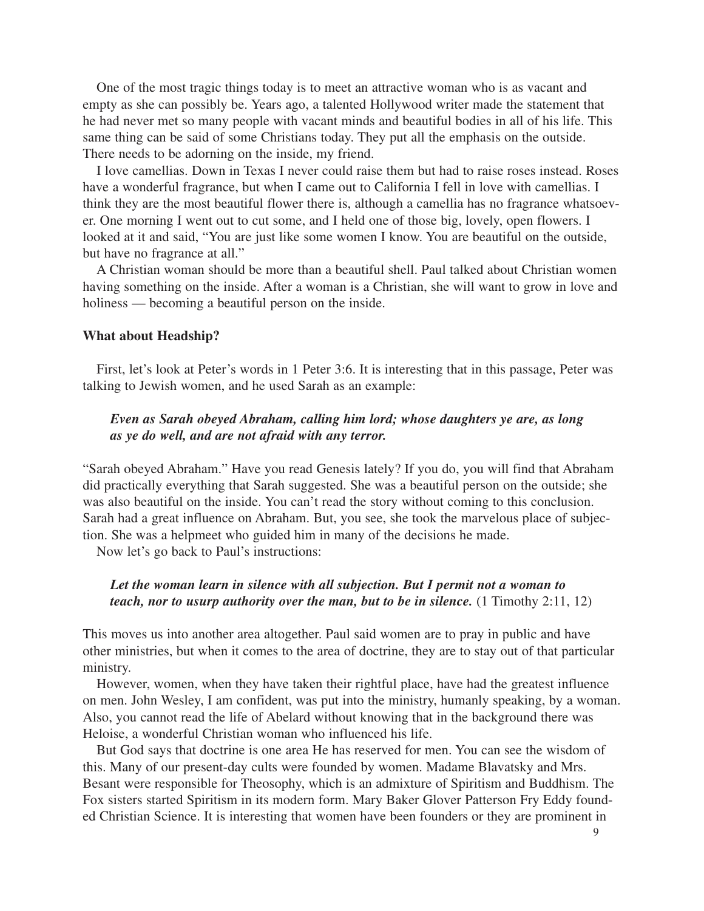One of the most tragic things today is to meet an attractive woman who is as vacant and empty as she can possibly be. Years ago, a talented Hollywood writer made the statement that he had never met so many people with vacant minds and beautiful bodies in all of his life. This same thing can be said of some Christians today. They put all the emphasis on the outside. There needs to be adorning on the inside, my friend.

I love camellias. Down in Texas I never could raise them but had to raise roses instead. Roses have a wonderful fragrance, but when I came out to California I fell in love with camellias. I think they are the most beautiful flower there is, although a camellia has no fragrance whatsoever. One morning I went out to cut some, and I held one of those big, lovely, open flowers. I looked at it and said, "You are just like some women I know. You are beautiful on the outside, but have no fragrance at all."

A Christian woman should be more than a beautiful shell. Paul talked about Christian women having something on the inside. After a woman is a Christian, she will want to grow in love and holiness — becoming a beautiful person on the inside.

**What about Headship?**

First, let's look at Peter's words in 1 Peter 3:6. It is interesting that in this passage, Peter was talking to Jewish women, and he used Sarah as an example:

> ***Even as Sarah obeyed Abraham, calling him lord; whose daughters ye are, as long as ye do well, and are not afraid with any terror.***

"Sarah obeyed Abraham." Have you read Genesis lately? If you do, you will find that Abraham did practically everything that Sarah suggested. She was a beautiful person on the outside; she was also beautiful on the inside. You can't read the story without coming to this conclusion. Sarah had a great influence on Abraham. But, you see, she took the marvelous place of subjection. She was a helpmeet who guided him in many of the decisions he made.

Now let's go back to Paul's instructions:

> ***Let the woman learn in silence with all subjection. But I permit not a woman to teach, nor to usurp authority over the man, but to be in silence.*** (1 Timothy 2:11, 12)

This moves us into another area altogether. Paul said women are to pray in public and have other ministries, but when it comes to the area of doctrine, they are to stay out of that particular ministry.

However, women, when they have taken their rightful place, have had the greatest influence on men. John Wesley, I am confident, was put into the ministry, humanly speaking, by a woman. Also, you cannot read the life of Abelard without knowing that in the background there was Heloise, a wonderful Christian woman who influenced his life.

But God says that doctrine is one area He has reserved for men. You can see the wisdom of this. Many of our present-day cults were founded by women. Madame Blavatsky and Mrs. Besant were responsible for Theosophy, which is an admixture of Spiritism and Buddhism. The Fox sisters started Spiritism in its modern form. Mary Baker Glover Patterson Fry Eddy founded Christian Science. It is interesting that women have been founders or they are prominent in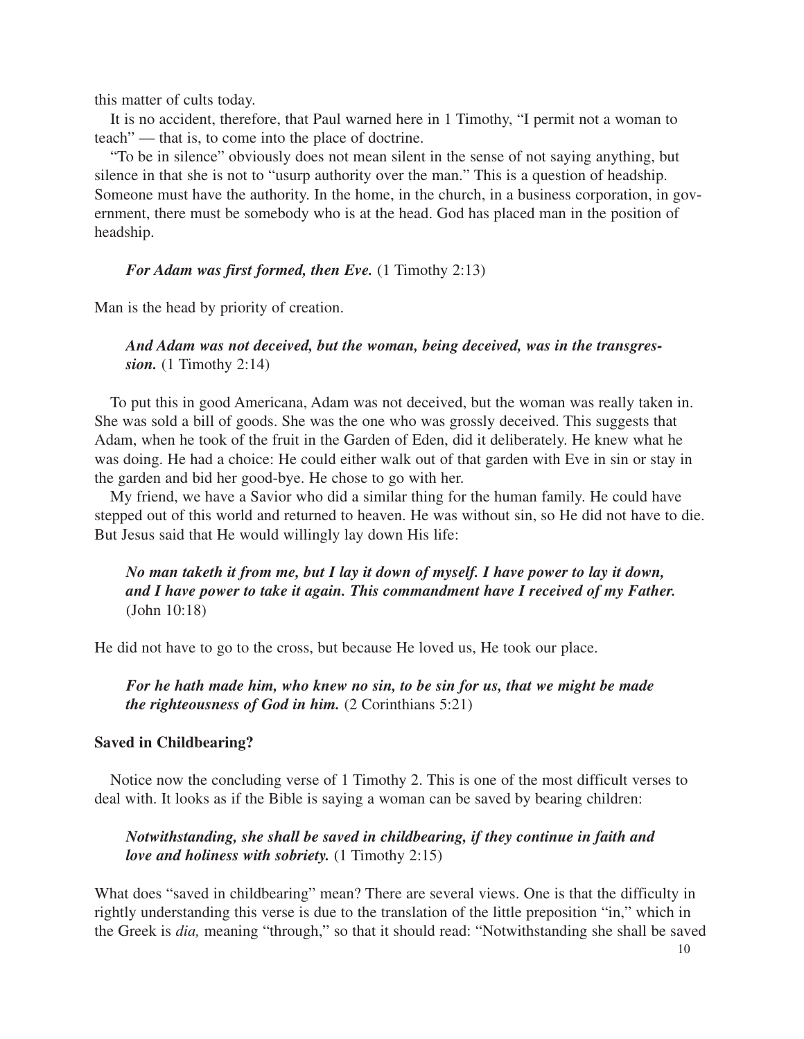this matter of cults today.

It is no accident, therefore, that Paul warned here in 1 Timothy, "I permit not a woman to teach" — that is, to come into the place of doctrine.

"To be in silence" obviously does not mean silent in the sense of not saying anything, but silence in that she is not to "usurp authority over the man." This is a question of headship. Someone must have the authority. In the home, in the church, in a business corporation, in government, there must be somebody who is at the head. God has placed man in the position of headship.

> ***For Adam was first formed, then Eve.*** (1 Timothy 2:13)

Man is the head by priority of creation.

> ***And Adam was not deceived, but the woman, being deceived, was in the transgression.*** (1 Timothy 2:14)

To put this in good Americana, Adam was not deceived, but the woman was really taken in. She was sold a bill of goods. She was the one who was grossly deceived. This suggests that Adam, when he took of the fruit in the Garden of Eden, did it deliberately. He knew what he was doing. He had a choice: He could either walk out of that garden with Eve in sin or stay in the garden and bid her good-bye. He chose to go with her.

My friend, we have a Savior who did a similar thing for the human family. He could have stepped out of this world and returned to heaven. He was without sin, so He did not have to die. But Jesus said that He would willingly lay down His life:

> ***No man taketh it from me, but I lay it down of myself. I have power to lay it down, and I have power to take it again. This commandment have I received of my Father.*** (John 10:18)

He did not have to go to the cross, but because He loved us, He took our place.

> ***For he hath made him, who knew no sin, to be sin for us, that we might be made the righteousness of God in him.*** (2 Corinthians 5:21)

### Saved in Childbearing?

Notice now the concluding verse of 1 Timothy 2. This is one of the most difficult verses to deal with. It looks as if the Bible is saying a woman can be saved by bearing children:

> ***Notwithstanding, she shall be saved in childbearing, if they continue in faith and love and holiness with sobriety.*** (1 Timothy 2:15)

What does "saved in childbearing" mean? There are several views. One is that the difficulty in rightly understanding this verse is due to the translation of the little preposition "in," which in the Greek is *dia,* meaning "through," so that it should read: "Notwithstanding she shall be saved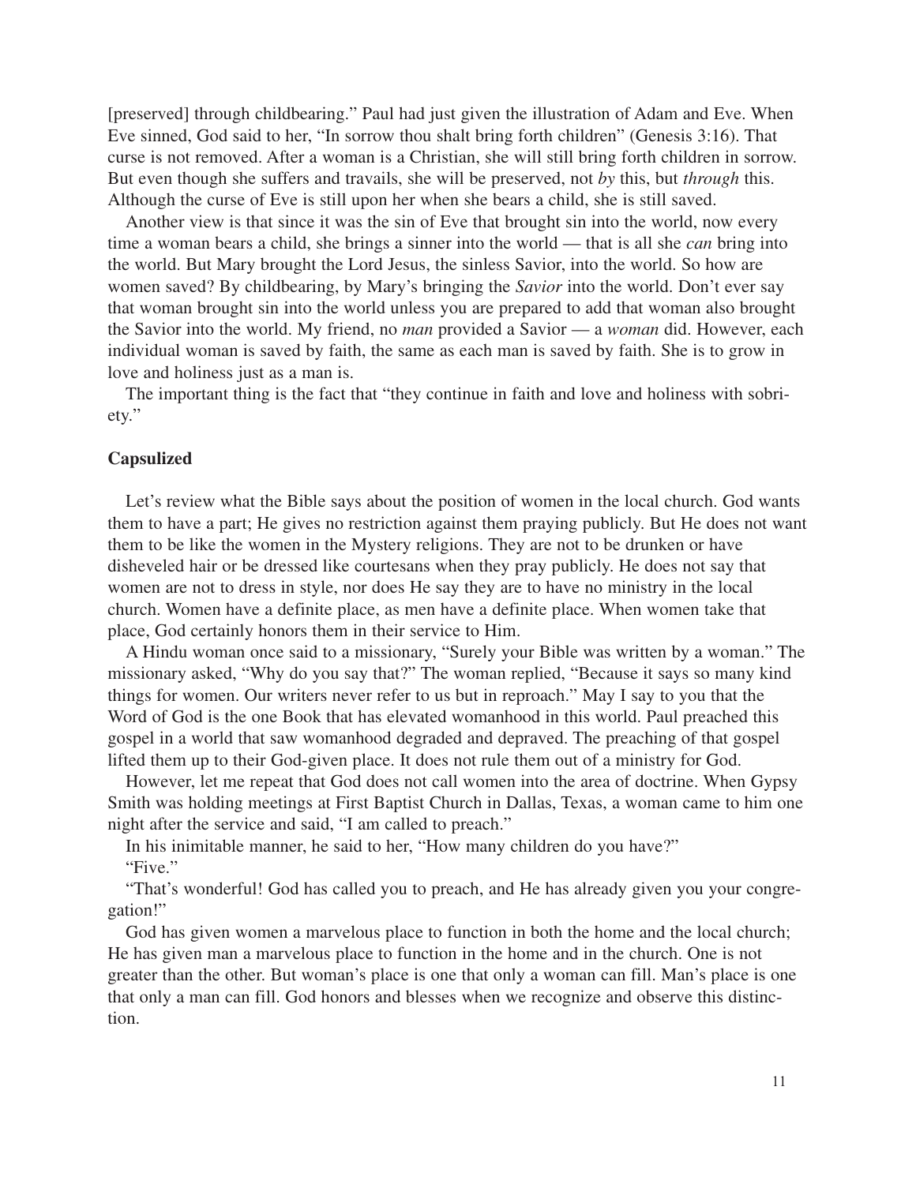[preserved] through childbearing." Paul had just given the illustration of Adam and Eve. When Eve sinned, God said to her, "In sorrow thou shalt bring forth children" (Genesis 3:16). That curse is not removed. After a woman is a Christian, she will still bring forth children in sorrow. But even though she suffers and travails, she will be preserved, not *by* this, but *through* this. Although the curse of Eve is still upon her when she bears a child, she is still saved.

Another view is that since it was the sin of Eve that brought sin into the world, now every time a woman bears a child, she brings a sinner into the world — that is all she *can* bring into the world. But Mary brought the Lord Jesus, the sinless Savior, into the world. So how are women saved? By childbearing, by Mary's bringing the *Savior* into the world. Don't ever say that woman brought sin into the world unless you are prepared to add that woman also brought the Savior into the world. My friend, no *man* provided a Savior — a *woman* did. However, each individual woman is saved by faith, the same as each man is saved by faith. She is to grow in love and holiness just as a man is.

The important thing is the fact that "they continue in faith and love and holiness with sobriety."

**Capsulized**

Let's review what the Bible says about the position of women in the local church. God wants them to have a part; He gives no restriction against them praying publicly. But He does not want them to be like the women in the Mystery religions. They are not to be drunken or have disheveled hair or be dressed like courtesans when they pray publicly. He does not say that women are not to dress in style, nor does He say they are to have no ministry in the local church. Women have a definite place, as men have a definite place. When women take that place, God certainly honors them in their service to Him.

A Hindu woman once said to a missionary, "Surely your Bible was written by a woman." The missionary asked, "Why do you say that?" The woman replied, "Because it says so many kind things for women. Our writers never refer to us but in reproach." May I say to you that the Word of God is the one Book that has elevated womanhood in this world. Paul preached this gospel in a world that saw womanhood degraded and depraved. The preaching of that gospel lifted them up to their God-given place. It does not rule them out of a ministry for God.

However, let me repeat that God does not call women into the area of doctrine. When Gypsy Smith was holding meetings at First Baptist Church in Dallas, Texas, a woman came to him one night after the service and said, "I am called to preach."

In his inimitable manner, he said to her, "How many children do you have?"

"Five."

"That's wonderful! God has called you to preach, and He has already given you your congregation!"

God has given women a marvelous place to function in both the home and the local church; He has given man a marvelous place to function in the home and in the church. One is not greater than the other. But woman's place is one that only a woman can fill. Man's place is one that only a man can fill. God honors and blesses when we recognize and observe this distinction.